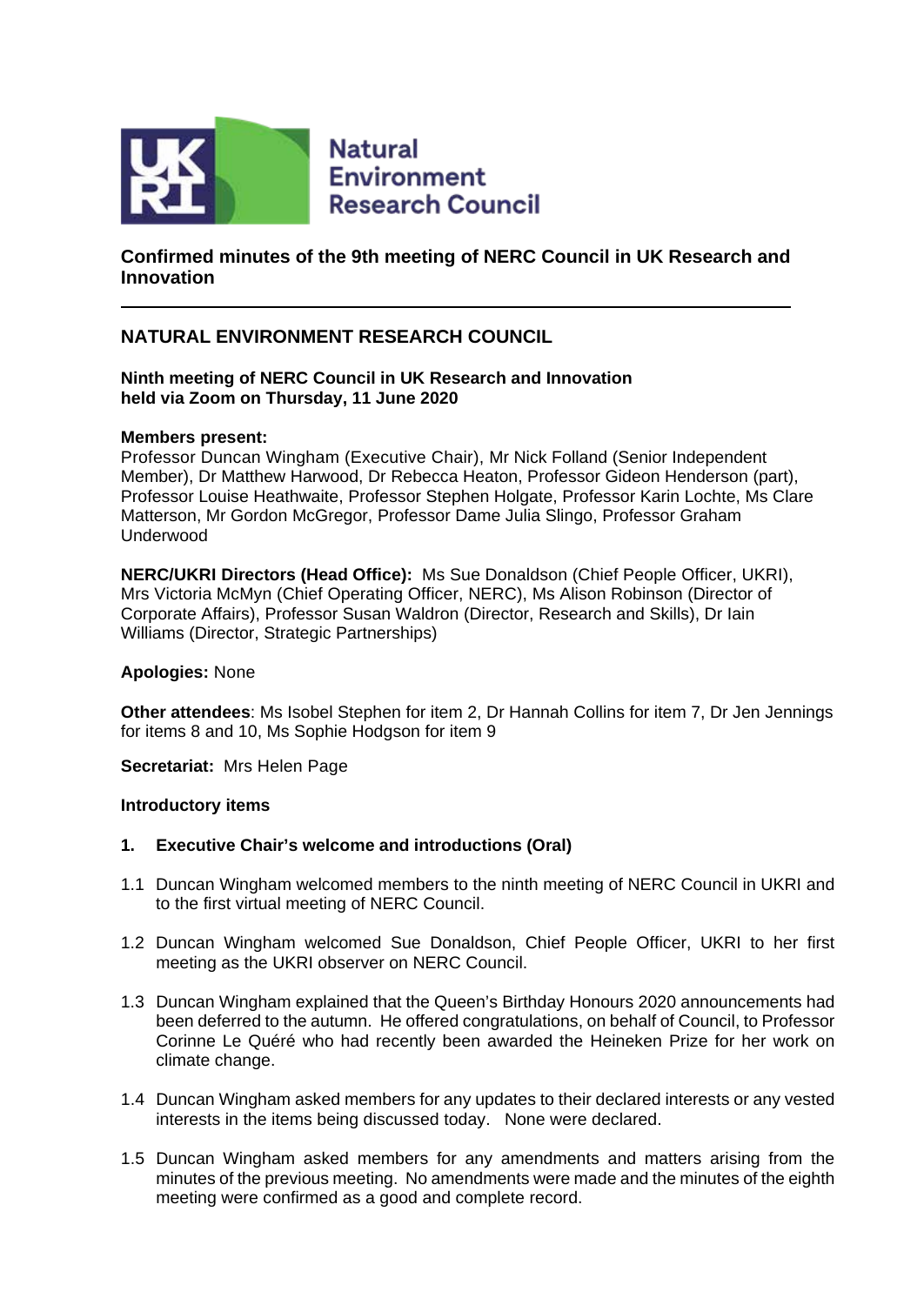**Natural Environment Research Council**

## Confirmed minutes of the 9th meeting of NERC Council in UK Research and Innovation

---

## NATURAL ENVIRONMENT RESEARCH COUNCIL

**Ninth meeting of NERC Council in UK Research and Innovation**
**held via Zoom on Thursday, 11 June 2020**

**Members present:**
Professor Duncan Wingham (Executive Chair), Mr Nick Folland (Senior Independent Member), Dr Matthew Harwood, Dr Rebecca Heaton, Professor Gideon Henderson (part), Professor Louise Heathwaite, Professor Stephen Holgate, Professor Karin Lochte, Ms Clare Matterson, Mr Gordon McGregor, Professor Dame Julia Slingo, Professor Graham Underwood

**NERC/UKRI Directors (Head Office):** Ms Sue Donaldson (Chief People Officer, UKRI), Mrs Victoria McMyn (Chief Operating Officer, NERC), Ms Alison Robinson (Director of Corporate Affairs), Professor Susan Waldron (Director, Research and Skills), Dr Iain Williams (Director, Strategic Partnerships)

**Apologies:** None

**Other attendees**: Ms Isobel Stephen for item 2, Dr Hannah Collins for item 7, Dr Jen Jennings for items 8 and 10, Ms Sophie Hodgson for item 9

**Secretariat:** Mrs Helen Page

**Introductory items**

**1. Executive Chair's welcome and introductions (Oral)**

1.1 Duncan Wingham welcomed members to the ninth meeting of NERC Council in UKRI and to the first virtual meeting of NERC Council.

1.2 Duncan Wingham welcomed Sue Donaldson, Chief People Officer, UKRI to her first meeting as the UKRI observer on NERC Council.

1.3 Duncan Wingham explained that the Queen's Birthday Honours 2020 announcements had been deferred to the autumn. He offered congratulations, on behalf of Council, to Professor Corinne Le Quéré who had recently been awarded the Heineken Prize for her work on climate change.

1.4 Duncan Wingham asked members for any updates to their declared interests or any vested interests in the items being discussed today. None were declared.

1.5 Duncan Wingham asked members for any amendments and matters arising from the minutes of the previous meeting. No amendments were made and the minutes of the eighth meeting were confirmed as a good and complete record.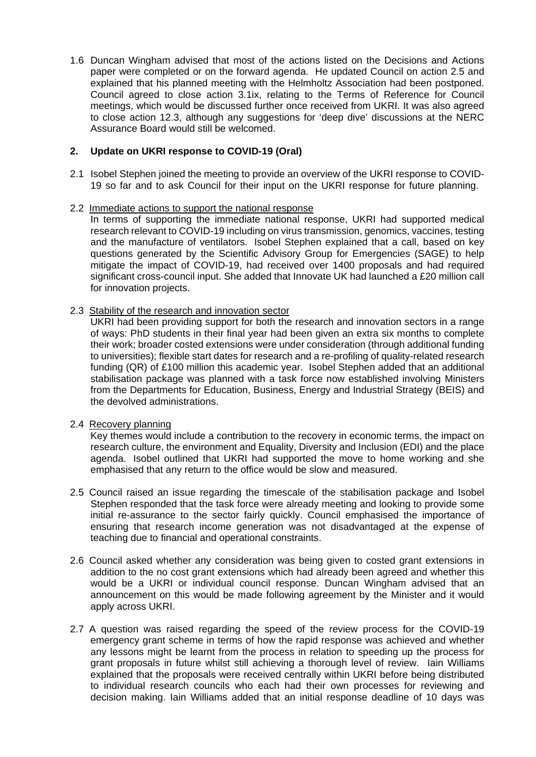1.6 Duncan Wingham advised that most of the actions listed on the Decisions and Actions paper were completed or on the forward agenda. He updated Council on action 2.5 and explained that his planned meeting with the Helmholtz Association had been postponed. Council agreed to close action 3.1ix, relating to the Terms of Reference for Council meetings, which would be discussed further once received from UKRI. It was also agreed to close action 12.3, although any suggestions for 'deep dive' discussions at the NERC Assurance Board would still be welcomed.

## 2. Update on UKRI response to COVID-19 (Oral)

2.1 Isobel Stephen joined the meeting to provide an overview of the UKRI response to COVID-19 so far and to ask Council for their input on the UKRI response for future planning.

2.2 Immediate actions to support the national response

In terms of supporting the immediate national response, UKRI had supported medical research relevant to COVID-19 including on virus transmission, genomics, vaccines, testing and the manufacture of ventilators. Isobel Stephen explained that a call, based on key questions generated by the Scientific Advisory Group for Emergencies (SAGE) to help mitigate the impact of COVID-19, had received over 1400 proposals and had required significant cross-council input. She added that Innovate UK had launched a £20 million call for innovation projects.

2.3 Stability of the research and innovation sector

UKRI had been providing support for both the research and innovation sectors in a range of ways: PhD students in their final year had been given an extra six months to complete their work; broader costed extensions were under consideration (through additional funding to universities); flexible start dates for research and a re-profiling of quality-related research funding (QR) of £100 million this academic year. Isobel Stephen added that an additional stabilisation package was planned with a task force now established involving Ministers from the Departments for Education, Business, Energy and Industrial Strategy (BEIS) and the devolved administrations.

2.4 Recovery planning

Key themes would include a contribution to the recovery in economic terms, the impact on research culture, the environment and Equality, Diversity and Inclusion (EDI) and the place agenda. Isobel outlined that UKRI had supported the move to home working and she emphasised that any return to the office would be slow and measured.

2.5 Council raised an issue regarding the timescale of the stabilisation package and Isobel Stephen responded that the task force were already meeting and looking to provide some initial re-assurance to the sector fairly quickly. Council emphasised the importance of ensuring that research income generation was not disadvantaged at the expense of teaching due to financial and operational constraints.

2.6 Council asked whether any consideration was being given to costed grant extensions in addition to the no cost grant extensions which had already been agreed and whether this would be a UKRI or individual council response. Duncan Wingham advised that an announcement on this would be made following agreement by the Minister and it would apply across UKRI.

2.7 A question was raised regarding the speed of the review process for the COVID-19 emergency grant scheme in terms of how the rapid response was achieved and whether any lessons might be learnt from the process in relation to speeding up the process for grant proposals in future whilst still achieving a thorough level of review. Iain Williams explained that the proposals were received centrally within UKRI before being distributed to individual research councils who each had their own processes for reviewing and decision making. Iain Williams added that an initial response deadline of 10 days was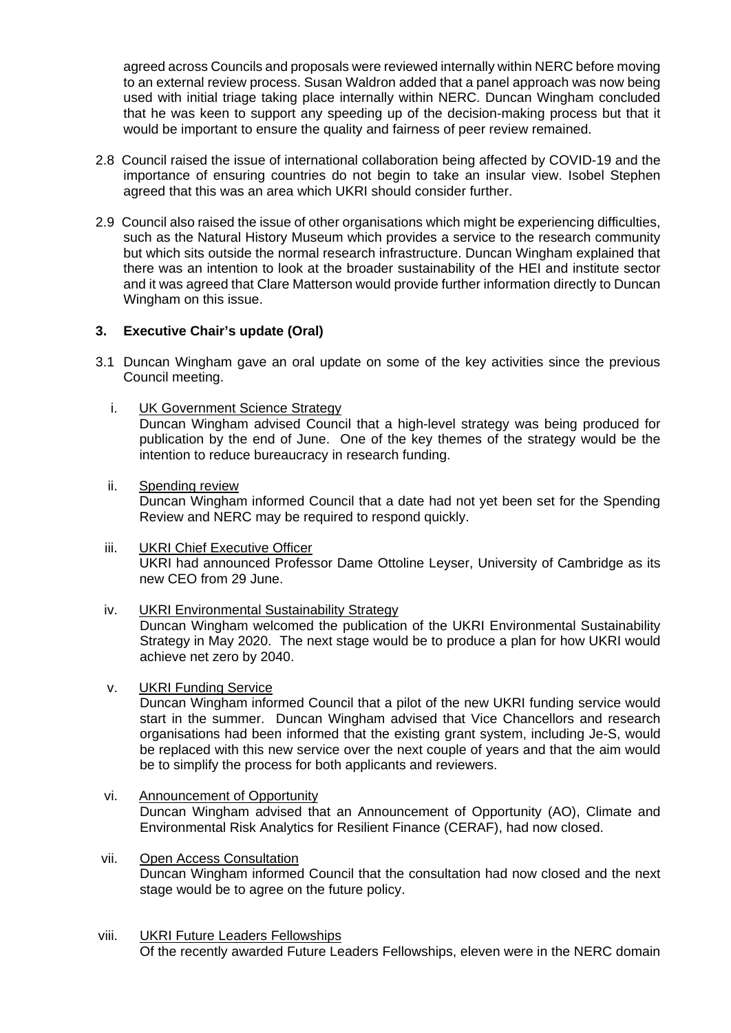agreed across Councils and proposals were reviewed internally within NERC before moving to an external review process. Susan Waldron added that a panel approach was now being used with initial triage taking place internally within NERC. Duncan Wingham concluded that he was keen to support any speeding up of the decision-making process but that it would be important to ensure the quality and fairness of peer review remained.

2.8 Council raised the issue of international collaboration being affected by COVID-19 and the importance of ensuring countries do not begin to take an insular view. Isobel Stephen agreed that this was an area which UKRI should consider further.

2.9 Council also raised the issue of other organisations which might be experiencing difficulties, such as the Natural History Museum which provides a service to the research community but which sits outside the normal research infrastructure. Duncan Wingham explained that there was an intention to look at the broader sustainability of the HEI and institute sector and it was agreed that Clare Matterson would provide further information directly to Duncan Wingham on this issue.

### 3. Executive Chair's update (Oral)

3.1 Duncan Wingham gave an oral update on some of the key activities since the previous Council meeting.

i. UK Government Science Strategy
Duncan Wingham advised Council that a high-level strategy was being produced for publication by the end of June. One of the key themes of the strategy would be the intention to reduce bureaucracy in research funding.

ii. Spending review
Duncan Wingham informed Council that a date had not yet been set for the Spending Review and NERC may be required to respond quickly.

iii. UKRI Chief Executive Officer
UKRI had announced Professor Dame Ottoline Leyser, University of Cambridge as its new CEO from 29 June.

iv. UKRI Environmental Sustainability Strategy
Duncan Wingham welcomed the publication of the UKRI Environmental Sustainability Strategy in May 2020. The next stage would be to produce a plan for how UKRI would achieve net zero by 2040.

v. UKRI Funding Service
Duncan Wingham informed Council that a pilot of the new UKRI funding service would start in the summer. Duncan Wingham advised that Vice Chancellors and research organisations had been informed that the existing grant system, including Je-S, would be replaced with this new service over the next couple of years and that the aim would be to simplify the process for both applicants and reviewers.

vi. Announcement of Opportunity
Duncan Wingham advised that an Announcement of Opportunity (AO), Climate and Environmental Risk Analytics for Resilient Finance (CERAF), had now closed.

vii. Open Access Consultation
Duncan Wingham informed Council that the consultation had now closed and the next stage would be to agree on the future policy.

viii. UKRI Future Leaders Fellowships
Of the recently awarded Future Leaders Fellowships, eleven were in the NERC domain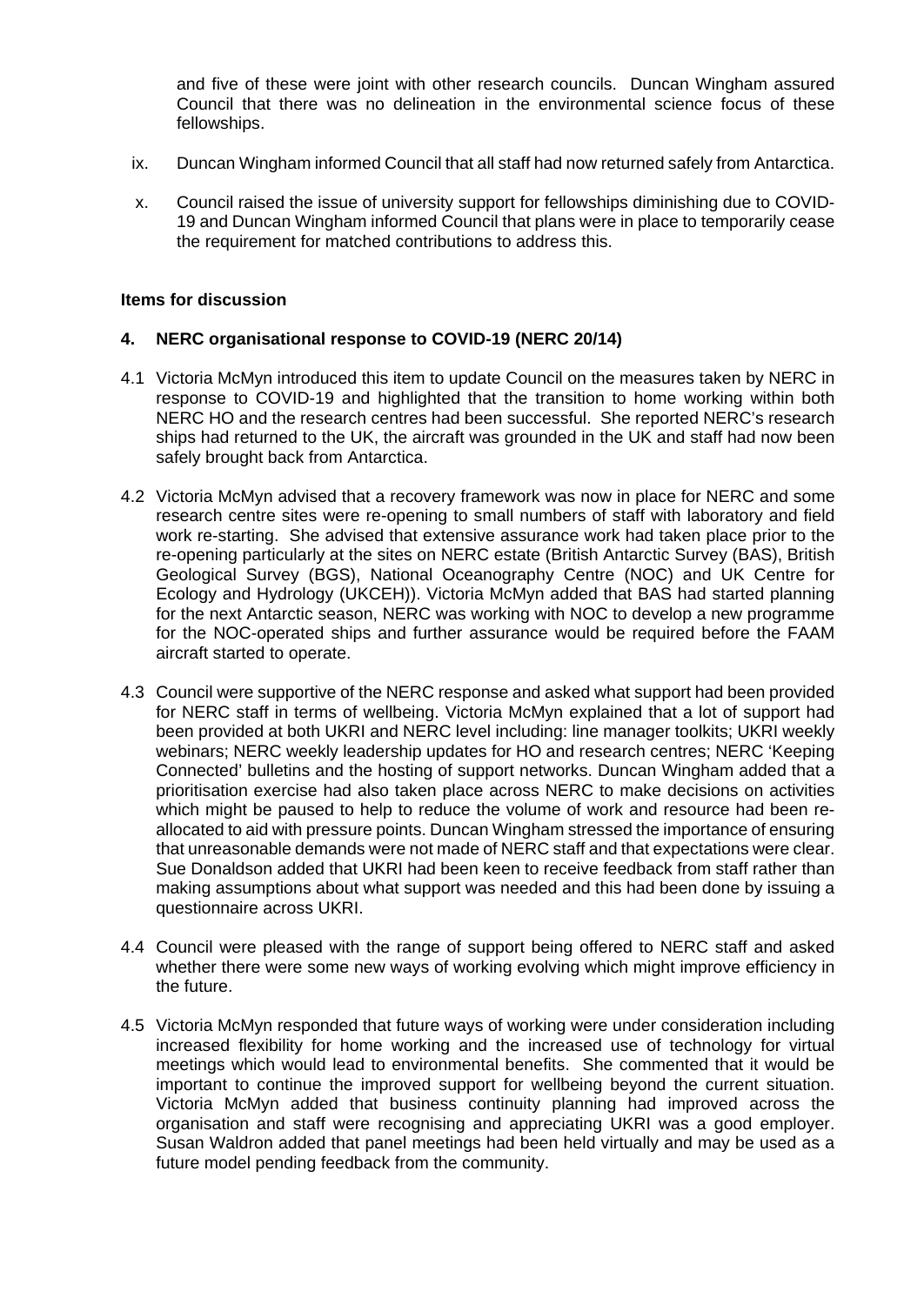and five of these were joint with other research councils. Duncan Wingham assured Council that there was no delineation in the environmental science focus of these fellowships.

ix. Duncan Wingham informed Council that all staff had now returned safely from Antarctica.

x. Council raised the issue of university support for fellowships diminishing due to COVID-19 and Duncan Wingham informed Council that plans were in place to temporarily cease the requirement for matched contributions to address this.

**Items for discussion**

**4. NERC organisational response to COVID-19 (NERC 20/14)**

4.1 Victoria McMyn introduced this item to update Council on the measures taken by NERC in response to COVID-19 and highlighted that the transition to home working within both NERC HO and the research centres had been successful. She reported NERC's research ships had returned to the UK, the aircraft was grounded in the UK and staff had now been safely brought back from Antarctica.

4.2 Victoria McMyn advised that a recovery framework was now in place for NERC and some research centre sites were re-opening to small numbers of staff with laboratory and field work re-starting. She advised that extensive assurance work had taken place prior to the re-opening particularly at the sites on NERC estate (British Antarctic Survey (BAS), British Geological Survey (BGS), National Oceanography Centre (NOC) and UK Centre for Ecology and Hydrology (UKCEH)). Victoria McMyn added that BAS had started planning for the next Antarctic season, NERC was working with NOC to develop a new programme for the NOC-operated ships and further assurance would be required before the FAAM aircraft started to operate.

4.3 Council were supportive of the NERC response and asked what support had been provided for NERC staff in terms of wellbeing. Victoria McMyn explained that a lot of support had been provided at both UKRI and NERC level including: line manager toolkits; UKRI weekly webinars; NERC weekly leadership updates for HO and research centres; NERC 'Keeping Connected' bulletins and the hosting of support networks. Duncan Wingham added that a prioritisation exercise had also taken place across NERC to make decisions on activities which might be paused to help to reduce the volume of work and resource had been re-allocated to aid with pressure points. Duncan Wingham stressed the importance of ensuring that unreasonable demands were not made of NERC staff and that expectations were clear. Sue Donaldson added that UKRI had been keen to receive feedback from staff rather than making assumptions about what support was needed and this had been done by issuing a questionnaire across UKRI.

4.4 Council were pleased with the range of support being offered to NERC staff and asked whether there were some new ways of working evolving which might improve efficiency in the future.

4.5 Victoria McMyn responded that future ways of working were under consideration including increased flexibility for home working and the increased use of technology for virtual meetings which would lead to environmental benefits. She commented that it would be important to continue the improved support for wellbeing beyond the current situation. Victoria McMyn added that business continuity planning had improved across the organisation and staff were recognising and appreciating UKRI was a good employer. Susan Waldron added that panel meetings had been held virtually and may be used as a future model pending feedback from the community.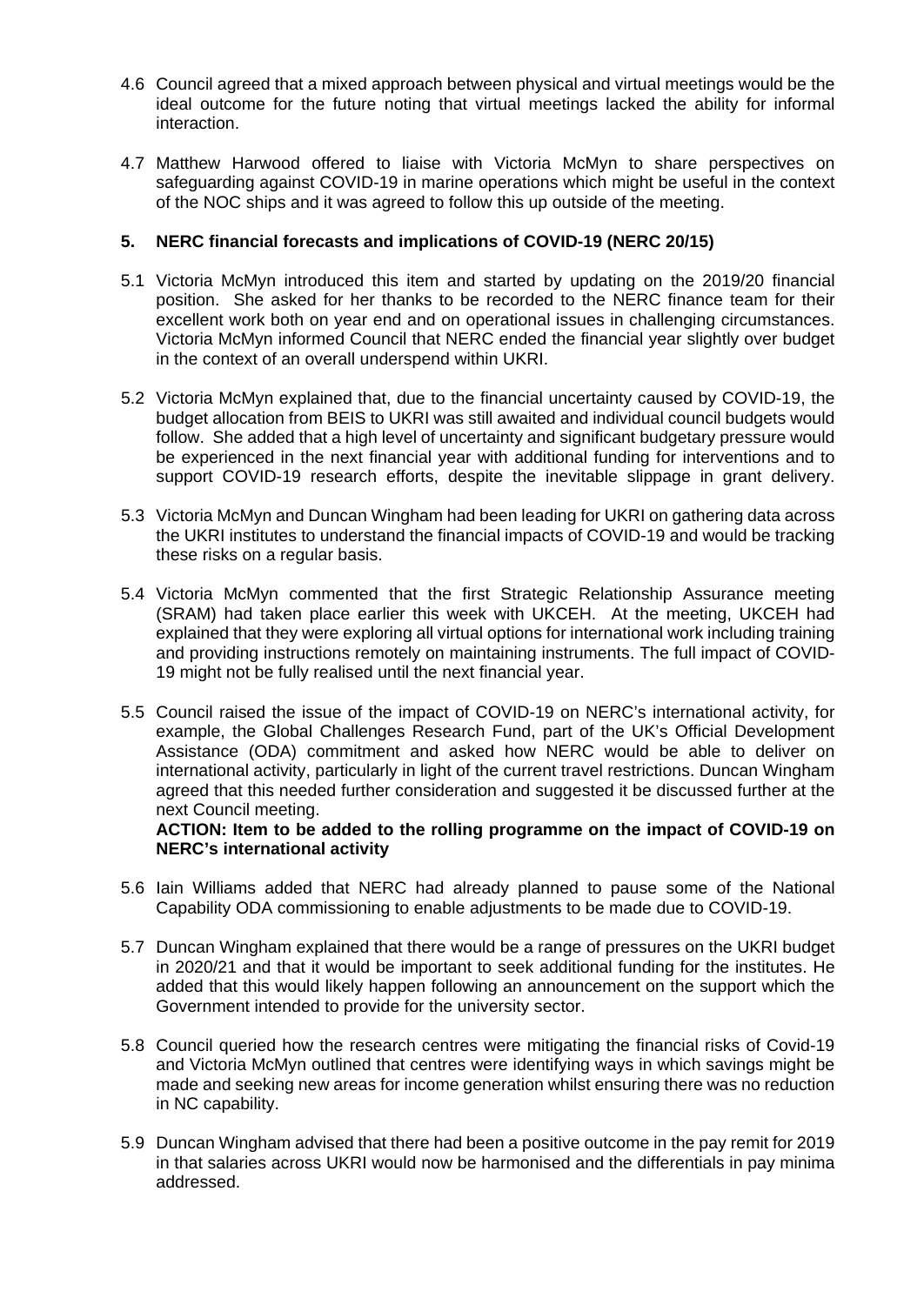4.6 Council agreed that a mixed approach between physical and virtual meetings would be the ideal outcome for the future noting that virtual meetings lacked the ability for informal interaction.

4.7 Matthew Harwood offered to liaise with Victoria McMyn to share perspectives on safeguarding against COVID-19 in marine operations which might be useful in the context of the NOC ships and it was agreed to follow this up outside of the meeting.

## 5. NERC financial forecasts and implications of COVID-19 (NERC 20/15)

5.1 Victoria McMyn introduced this item and started by updating on the 2019/20 financial position. She asked for her thanks to be recorded to the NERC finance team for their excellent work both on year end and on operational issues in challenging circumstances. Victoria McMyn informed Council that NERC ended the financial year slightly over budget in the context of an overall underspend within UKRI.

5.2 Victoria McMyn explained that, due to the financial uncertainty caused by COVID-19, the budget allocation from BEIS to UKRI was still awaited and individual council budgets would follow. She added that a high level of uncertainty and significant budgetary pressure would be experienced in the next financial year with additional funding for interventions and to support COVID-19 research efforts, despite the inevitable slippage in grant delivery.

5.3 Victoria McMyn and Duncan Wingham had been leading for UKRI on gathering data across the UKRI institutes to understand the financial impacts of COVID-19 and would be tracking these risks on a regular basis.

5.4 Victoria McMyn commented that the first Strategic Relationship Assurance meeting (SRAM) had taken place earlier this week with UKCEH. At the meeting, UKCEH had explained that they were exploring all virtual options for international work including training and providing instructions remotely on maintaining instruments. The full impact of COVID-19 might not be fully realised until the next financial year.

5.5 Council raised the issue of the impact of COVID-19 on NERC's international activity, for example, the Global Challenges Research Fund, part of the UK's Official Development Assistance (ODA) commitment and asked how NERC would be able to deliver on international activity, particularly in light of the current travel restrictions. Duncan Wingham agreed that this needed further consideration and suggested it be discussed further at the next Council meeting.
**ACTION: Item to be added to the rolling programme on the impact of COVID-19 on NERC's international activity**

5.6 Iain Williams added that NERC had already planned to pause some of the National Capability ODA commissioning to enable adjustments to be made due to COVID-19.

5.7 Duncan Wingham explained that there would be a range of pressures on the UKRI budget in 2020/21 and that it would be important to seek additional funding for the institutes. He added that this would likely happen following an announcement on the support which the Government intended to provide for the university sector.

5.8 Council queried how the research centres were mitigating the financial risks of Covid-19 and Victoria McMyn outlined that centres were identifying ways in which savings might be made and seeking new areas for income generation whilst ensuring there was no reduction in NC capability.

5.9 Duncan Wingham advised that there had been a positive outcome in the pay remit for 2019 in that salaries across UKRI would now be harmonised and the differentials in pay minima addressed.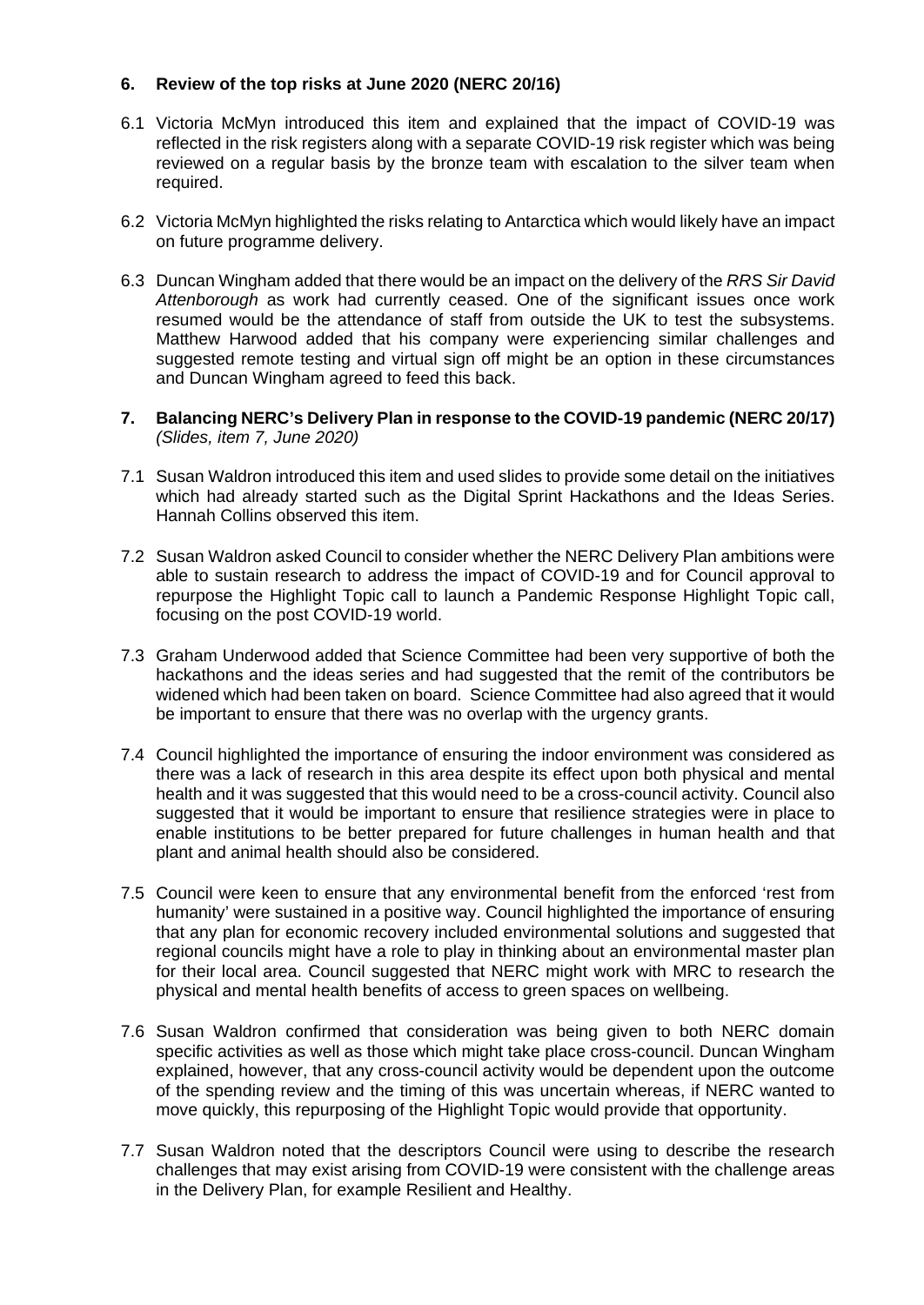## 6. Review of the top risks at June 2020 (NERC 20/16)

6.1 Victoria McMyn introduced this item and explained that the impact of COVID-19 was reflected in the risk registers along with a separate COVID-19 risk register which was being reviewed on a regular basis by the bronze team with escalation to the silver team when required.

6.2 Victoria McMyn highlighted the risks relating to Antarctica which would likely have an impact on future programme delivery.

6.3 Duncan Wingham added that there would be an impact on the delivery of the *RRS Sir David Attenborough* as work had currently ceased. One of the significant issues once work resumed would be the attendance of staff from outside the UK to test the subsystems. Matthew Harwood added that his company were experiencing similar challenges and suggested remote testing and virtual sign off might be an option in these circumstances and Duncan Wingham agreed to feed this back.

## 7. Balancing NERC's Delivery Plan in response to the COVID-19 pandemic (NERC 20/17)

*(Slides, item 7, June 2020)*

7.1 Susan Waldron introduced this item and used slides to provide some detail on the initiatives which had already started such as the Digital Sprint Hackathons and the Ideas Series. Hannah Collins observed this item.

7.2 Susan Waldron asked Council to consider whether the NERC Delivery Plan ambitions were able to sustain research to address the impact of COVID-19 and for Council approval to repurpose the Highlight Topic call to launch a Pandemic Response Highlight Topic call, focusing on the post COVID-19 world.

7.3 Graham Underwood added that Science Committee had been very supportive of both the hackathons and the ideas series and had suggested that the remit of the contributors be widened which had been taken on board. Science Committee had also agreed that it would be important to ensure that there was no overlap with the urgency grants.

7.4 Council highlighted the importance of ensuring the indoor environment was considered as there was a lack of research in this area despite its effect upon both physical and mental health and it was suggested that this would need to be a cross-council activity. Council also suggested that it would be important to ensure that resilience strategies were in place to enable institutions to be better prepared for future challenges in human health and that plant and animal health should also be considered.

7.5 Council were keen to ensure that any environmental benefit from the enforced 'rest from humanity' were sustained in a positive way. Council highlighted the importance of ensuring that any plan for economic recovery included environmental solutions and suggested that regional councils might have a role to play in thinking about an environmental master plan for their local area. Council suggested that NERC might work with MRC to research the physical and mental health benefits of access to green spaces on wellbeing.

7.6 Susan Waldron confirmed that consideration was being given to both NERC domain specific activities as well as those which might take place cross-council. Duncan Wingham explained, however, that any cross-council activity would be dependent upon the outcome of the spending review and the timing of this was uncertain whereas, if NERC wanted to move quickly, this repurposing of the Highlight Topic would provide that opportunity.

7.7 Susan Waldron noted that the descriptors Council were using to describe the research challenges that may exist arising from COVID-19 were consistent with the challenge areas in the Delivery Plan, for example Resilient and Healthy.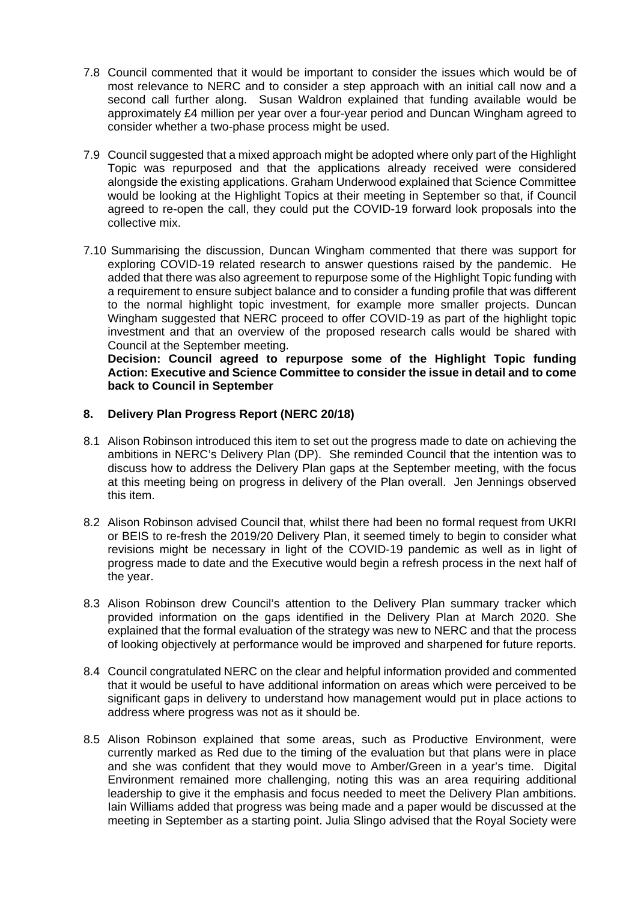7.8 Council commented that it would be important to consider the issues which would be of most relevance to NERC and to consider a step approach with an initial call now and a second call further along. Susan Waldron explained that funding available would be approximately £4 million per year over a four-year period and Duncan Wingham agreed to consider whether a two-phase process might be used.

7.9 Council suggested that a mixed approach might be adopted where only part of the Highlight Topic was repurposed and that the applications already received were considered alongside the existing applications. Graham Underwood explained that Science Committee would be looking at the Highlight Topics at their meeting in September so that, if Council agreed to re-open the call, they could put the COVID-19 forward look proposals into the collective mix.

7.10 Summarising the discussion, Duncan Wingham commented that there was support for exploring COVID-19 related research to answer questions raised by the pandemic. He added that there was also agreement to repurpose some of the Highlight Topic funding with a requirement to ensure subject balance and to consider a funding profile that was different to the normal highlight topic investment, for example more smaller projects. Duncan Wingham suggested that NERC proceed to offer COVID-19 as part of the highlight topic investment and that an overview of the proposed research calls would be shared with Council at the September meeting.
**Decision: Council agreed to repurpose some of the Highlight Topic funding**
**Action: Executive and Science Committee to consider the issue in detail and to come back to Council in September**

## 8. Delivery Plan Progress Report (NERC 20/18)

8.1 Alison Robinson introduced this item to set out the progress made to date on achieving the ambitions in NERC's Delivery Plan (DP). She reminded Council that the intention was to discuss how to address the Delivery Plan gaps at the September meeting, with the focus at this meeting being on progress in delivery of the Plan overall. Jen Jennings observed this item.

8.2 Alison Robinson advised Council that, whilst there had been no formal request from UKRI or BEIS to re-fresh the 2019/20 Delivery Plan, it seemed timely to begin to consider what revisions might be necessary in light of the COVID-19 pandemic as well as in light of progress made to date and the Executive would begin a refresh process in the next half of the year.

8.3 Alison Robinson drew Council's attention to the Delivery Plan summary tracker which provided information on the gaps identified in the Delivery Plan at March 2020. She explained that the formal evaluation of the strategy was new to NERC and that the process of looking objectively at performance would be improved and sharpened for future reports.

8.4 Council congratulated NERC on the clear and helpful information provided and commented that it would be useful to have additional information on areas which were perceived to be significant gaps in delivery to understand how management would put in place actions to address where progress was not as it should be.

8.5 Alison Robinson explained that some areas, such as Productive Environment, were currently marked as Red due to the timing of the evaluation but that plans were in place and she was confident that they would move to Amber/Green in a year's time. Digital Environment remained more challenging, noting this was an area requiring additional leadership to give it the emphasis and focus needed to meet the Delivery Plan ambitions. Iain Williams added that progress was being made and a paper would be discussed at the meeting in September as a starting point. Julia Slingo advised that the Royal Society were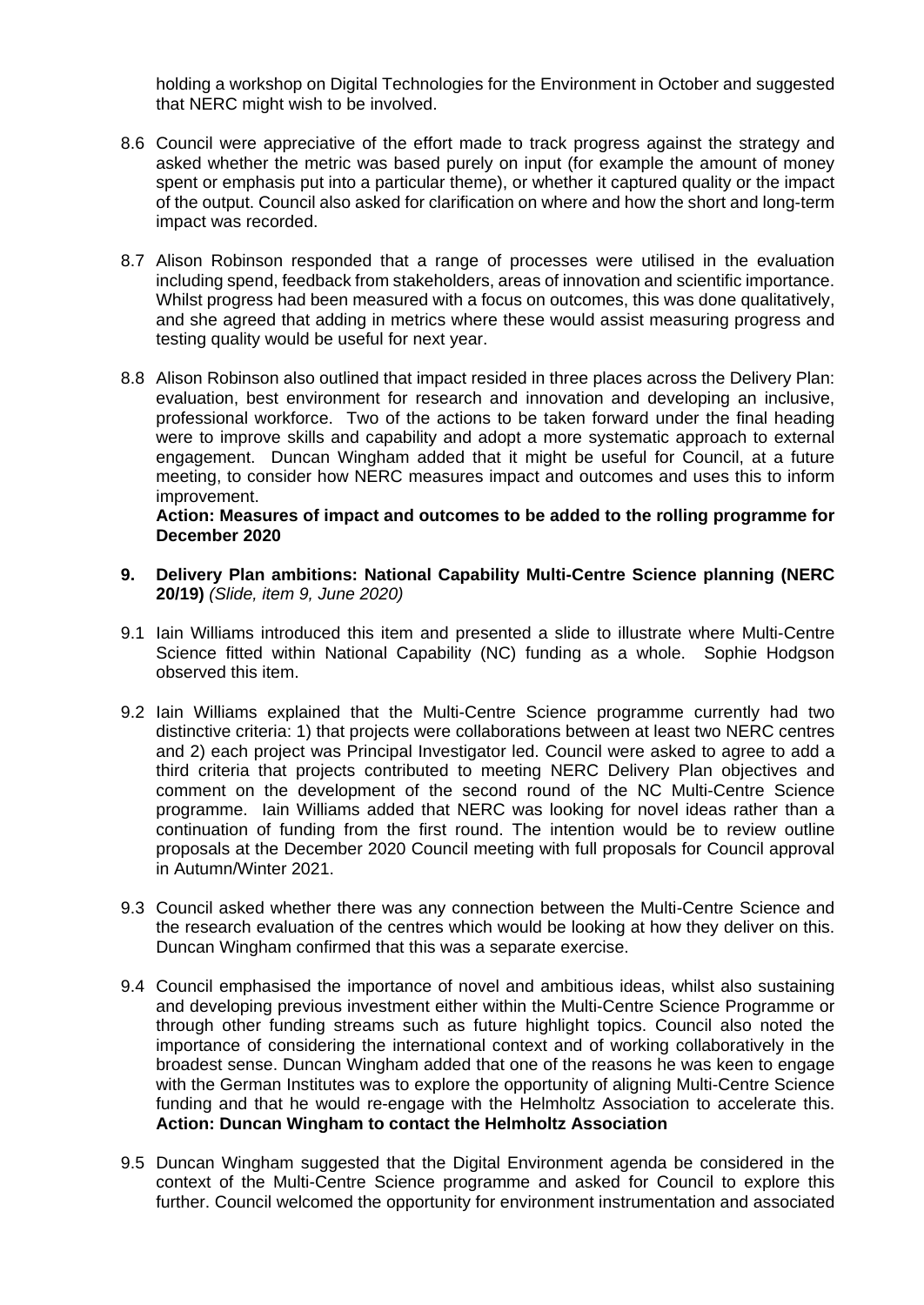holding a workshop on Digital Technologies for the Environment in October and suggested that NERC might wish to be involved.

8.6 Council were appreciative of the effort made to track progress against the strategy and asked whether the metric was based purely on input (for example the amount of money spent or emphasis put into a particular theme), or whether it captured quality or the impact of the output. Council also asked for clarification on where and how the short and long-term impact was recorded.

8.7 Alison Robinson responded that a range of processes were utilised in the evaluation including spend, feedback from stakeholders, areas of innovation and scientific importance. Whilst progress had been measured with a focus on outcomes, this was done qualitatively, and she agreed that adding in metrics where these would assist measuring progress and testing quality would be useful for next year.

8.8 Alison Robinson also outlined that impact resided in three places across the Delivery Plan: evaluation, best environment for research and innovation and developing an inclusive, professional workforce. Two of the actions to be taken forward under the final heading were to improve skills and capability and adopt a more systematic approach to external engagement. Duncan Wingham added that it might be useful for Council, at a future meeting, to consider how NERC measures impact and outcomes and uses this to inform improvement.
**Action: Measures of impact and outcomes to be added to the rolling programme for December 2020**

**9. Delivery Plan ambitions: National Capability Multi-Centre Science planning (NERC 20/19)** *(Slide, item 9, June 2020)*

9.1 Iain Williams introduced this item and presented a slide to illustrate where Multi-Centre Science fitted within National Capability (NC) funding as a whole. Sophie Hodgson observed this item.

9.2 Iain Williams explained that the Multi-Centre Science programme currently had two distinctive criteria: 1) that projects were collaborations between at least two NERC centres and 2) each project was Principal Investigator led. Council were asked to agree to add a third criteria that projects contributed to meeting NERC Delivery Plan objectives and comment on the development of the second round of the NC Multi-Centre Science programme. Iain Williams added that NERC was looking for novel ideas rather than a continuation of funding from the first round. The intention would be to review outline proposals at the December 2020 Council meeting with full proposals for Council approval in Autumn/Winter 2021.

9.3 Council asked whether there was any connection between the Multi-Centre Science and the research evaluation of the centres which would be looking at how they deliver on this. Duncan Wingham confirmed that this was a separate exercise.

9.4 Council emphasised the importance of novel and ambitious ideas, whilst also sustaining and developing previous investment either within the Multi-Centre Science Programme or through other funding streams such as future highlight topics. Council also noted the importance of considering the international context and of working collaboratively in the broadest sense. Duncan Wingham added that one of the reasons he was keen to engage with the German Institutes was to explore the opportunity of aligning Multi-Centre Science funding and that he would re-engage with the Helmholtz Association to accelerate this.
**Action: Duncan Wingham to contact the Helmholtz Association**

9.5 Duncan Wingham suggested that the Digital Environment agenda be considered in the context of the Multi-Centre Science programme and asked for Council to explore this further. Council welcomed the opportunity for environment instrumentation and associated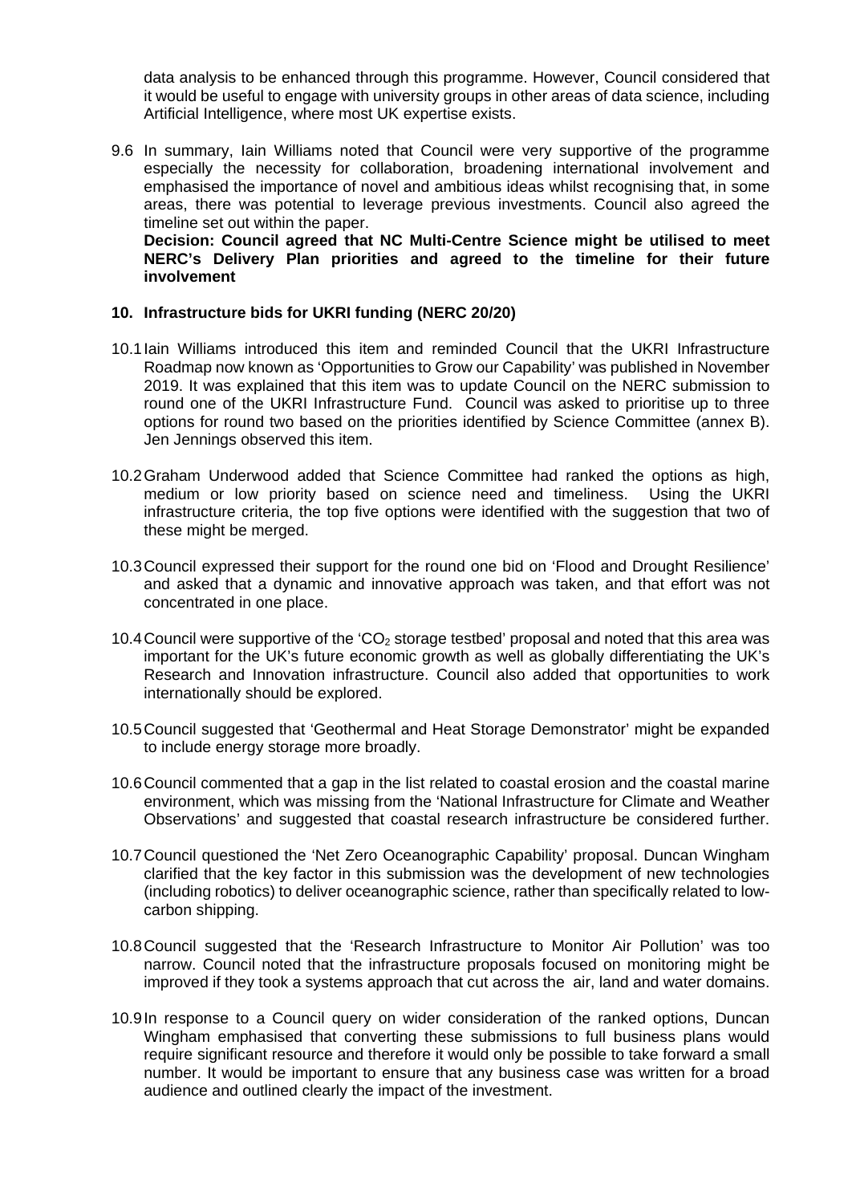data analysis to be enhanced through this programme. However, Council considered that it would be useful to engage with university groups in other areas of data science, including Artificial Intelligence, where most UK expertise exists.

9.6 In summary, Iain Williams noted that Council were very supportive of the programme especially the necessity for collaboration, broadening international involvement and emphasised the importance of novel and ambitious ideas whilst recognising that, in some areas, there was potential to leverage previous investments. Council also agreed the timeline set out within the paper.
**Decision: Council agreed that NC Multi-Centre Science might be utilised to meet NERC's Delivery Plan priorities and agreed to the timeline for their future involvement**

## 10. Infrastructure bids for UKRI funding (NERC 20/20)

10.1 Iain Williams introduced this item and reminded Council that the UKRI Infrastructure Roadmap now known as 'Opportunities to Grow our Capability' was published in November 2019. It was explained that this item was to update Council on the NERC submission to round one of the UKRI Infrastructure Fund. Council was asked to prioritise up to three options for round two based on the priorities identified by Science Committee (annex B). Jen Jennings observed this item.

10.2 Graham Underwood added that Science Committee had ranked the options as high, medium or low priority based on science need and timeliness. Using the UKRI infrastructure criteria, the top five options were identified with the suggestion that two of these might be merged.

10.3 Council expressed their support for the round one bid on 'Flood and Drought Resilience' and asked that a dynamic and innovative approach was taken, and that effort was not concentrated in one place.

10.4 Council were supportive of the '$CO_2$ storage testbed' proposal and noted that this area was important for the UK's future economic growth as well as globally differentiating the UK's Research and Innovation infrastructure. Council also added that opportunities to work internationally should be explored.

10.5 Council suggested that 'Geothermal and Heat Storage Demonstrator' might be expanded to include energy storage more broadly.

10.6 Council commented that a gap in the list related to coastal erosion and the coastal marine environment, which was missing from the 'National Infrastructure for Climate and Weather Observations' and suggested that coastal research infrastructure be considered further.

10.7 Council questioned the 'Net Zero Oceanographic Capability' proposal. Duncan Wingham clarified that the key factor in this submission was the development of new technologies (including robotics) to deliver oceanographic science, rather than specifically related to low-carbon shipping.

10.8 Council suggested that the 'Research Infrastructure to Monitor Air Pollution' was too narrow. Council noted that the infrastructure proposals focused on monitoring might be improved if they took a systems approach that cut across the air, land and water domains.

10.9 In response to a Council query on wider consideration of the ranked options, Duncan Wingham emphasised that converting these submissions to full business plans would require significant resource and therefore it would only be possible to take forward a small number. It would be important to ensure that any business case was written for a broad audience and outlined clearly the impact of the investment.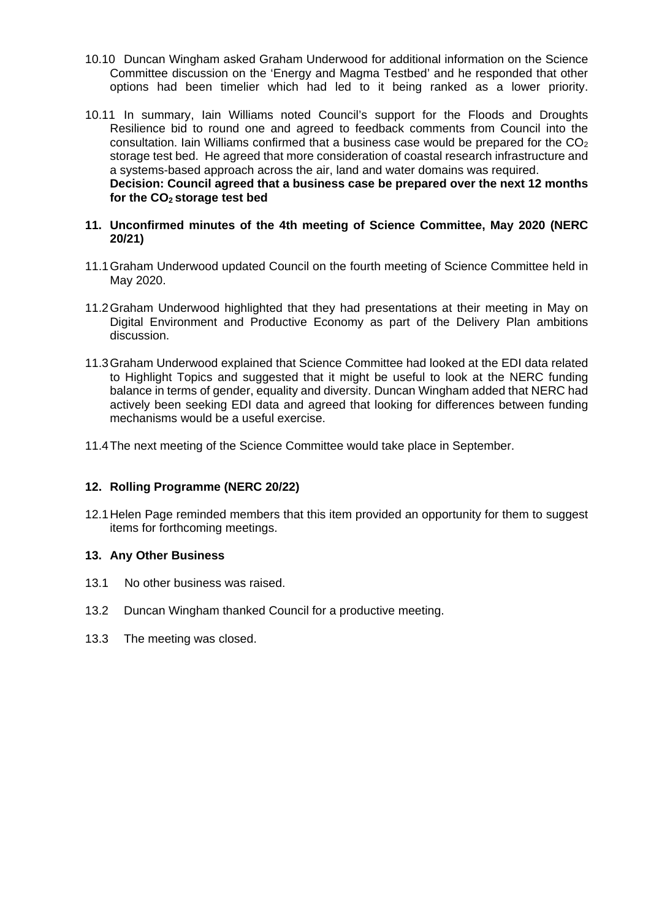10.10 Duncan Wingham asked Graham Underwood for additional information on the Science Committee discussion on the 'Energy and Magma Testbed' and he responded that other options had been timelier which had led to it being ranked as a lower priority.

10.11 In summary, Iain Williams noted Council's support for the Floods and Droughts Resilience bid to round one and agreed to feedback comments from Council into the consultation. Iain Williams confirmed that a business case would be prepared for the $CO_2$ storage test bed. He agreed that more consideration of coastal research infrastructure and a systems-based approach across the air, land and water domains was required.
**Decision: Council agreed that a business case be prepared over the next 12 months for the $CO_2$ storage test bed**

## 11. Unconfirmed minutes of the 4th meeting of Science Committee, May 2020 (NERC 20/21)

11.1 Graham Underwood updated Council on the fourth meeting of Science Committee held in May 2020.

11.2 Graham Underwood highlighted that they had presentations at their meeting in May on Digital Environment and Productive Economy as part of the Delivery Plan ambitions discussion.

11.3 Graham Underwood explained that Science Committee had looked at the EDI data related to Highlight Topics and suggested that it might be useful to look at the NERC funding balance in terms of gender, equality and diversity. Duncan Wingham added that NERC had actively been seeking EDI data and agreed that looking for differences between funding mechanisms would be a useful exercise.

11.4 The next meeting of the Science Committee would take place in September.

## 12. Rolling Programme (NERC 20/22)

12.1 Helen Page reminded members that this item provided an opportunity for them to suggest items for forthcoming meetings.

## 13. Any Other Business

13.1 No other business was raised.

13.2 Duncan Wingham thanked Council for a productive meeting.

13.3 The meeting was closed.